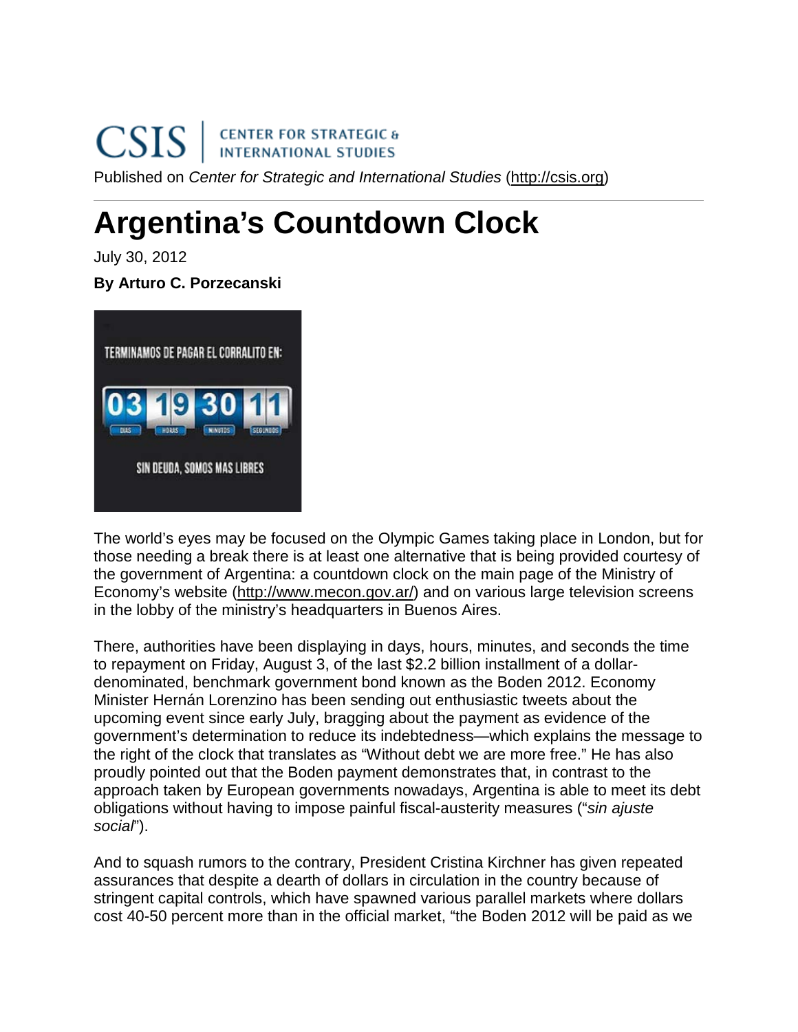CSIS | CENTER FOR STRATEGIC & INTERNATIONAL STUDIES

Published on *Center for Strategic and International Studies* (http://csis.org)

# Argentina's Countdown Clock

July 30, 2012

**By Arturo C. Porzecanski**

The world's eyes may be focused on the Olympic Games taking place in London, but for those needing a break there is at least one alternative that is being provided courtesy of the government of Argentina: a countdown clock on the main page of the Ministry of Economy's website (http://www.mecon.gov.ar/) and on various large television screens in the lobby of the ministry's headquarters in Buenos Aires.

There, authorities have been displaying in days, hours, minutes, and seconds the time to repayment on Friday, August 3, of the last $2.2 billion installment of a dollar-denominated, benchmark government bond known as the Boden 2012. Economy Minister Hernán Lorenzino has been sending out enthusiastic tweets about the upcoming event since early July, bragging about the payment as evidence of the government's determination to reduce its indebtedness—which explains the message to the right of the clock that translates as "Without debt we are more free." He has also proudly pointed out that the Boden payment demonstrates that, in contrast to the approach taken by European governments nowadays, Argentina is able to meet its debt obligations without having to impose painful fiscal-austerity measures ("*sin ajuste social*").

And to squash rumors to the contrary, President Cristina Kirchner has given repeated assurances that despite a dearth of dollars in circulation in the country because of stringent capital controls, which have spawned various parallel markets where dollars cost 40-50 percent more than in the official market, "the Boden 2012 will be paid as we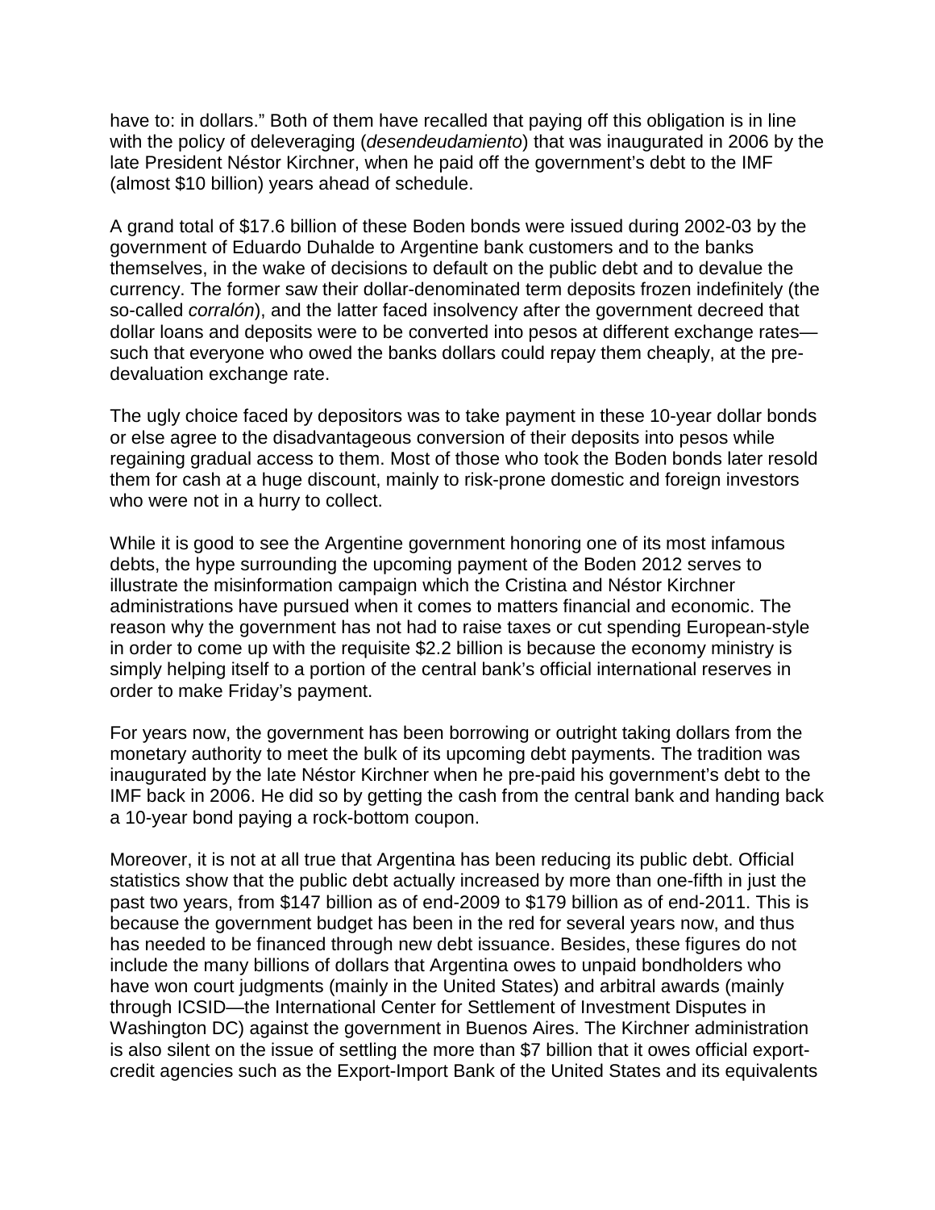have to: in dollars." Both of them have recalled that paying off this obligation is in line with the policy of deleveraging (*desendeudamiento*) that was inaugurated in 2006 by the late President Néstor Kirchner, when he paid off the government's debt to the IMF (almost $10 billion) years ahead of schedule.

A grand total of $17.6 billion of these Boden bonds were issued during 2002-03 by the government of Eduardo Duhalde to Argentine bank customers and to the banks themselves, in the wake of decisions to default on the public debt and to devalue the currency. The former saw their dollar-denominated term deposits frozen indefinitely (the so-called *corralón*), and the latter faced insolvency after the government decreed that dollar loans and deposits were to be converted into pesos at different exchange rates—such that everyone who owed the banks dollars could repay them cheaply, at the pre-devaluation exchange rate.

The ugly choice faced by depositors was to take payment in these 10-year dollar bonds or else agree to the disadvantageous conversion of their deposits into pesos while regaining gradual access to them. Most of those who took the Boden bonds later resold them for cash at a huge discount, mainly to risk-prone domestic and foreign investors who were not in a hurry to collect.

While it is good to see the Argentine government honoring one of its most infamous debts, the hype surrounding the upcoming payment of the Boden 2012 serves to illustrate the misinformation campaign which the Cristina and Néstor Kirchner administrations have pursued when it comes to matters financial and economic. The reason why the government has not had to raise taxes or cut spending European-style in order to come up with the requisite $2.2 billion is because the economy ministry is simply helping itself to a portion of the central bank's official international reserves in order to make Friday's payment.

For years now, the government has been borrowing or outright taking dollars from the monetary authority to meet the bulk of its upcoming debt payments. The tradition was inaugurated by the late Néstor Kirchner when he pre-paid his government's debt to the IMF back in 2006. He did so by getting the cash from the central bank and handing back a 10-year bond paying a rock-bottom coupon.

Moreover, it is not at all true that Argentina has been reducing its public debt. Official statistics show that the public debt actually increased by more than one-fifth in just the past two years, from $147 billion as of end-2009 to $179 billion as of end-2011. This is because the government budget has been in the red for several years now, and thus has needed to be financed through new debt issuance. Besides, these figures do not include the many billions of dollars that Argentina owes to unpaid bondholders who have won court judgments (mainly in the United States) and arbitral awards (mainly through ICSID—the International Center for Settlement of Investment Disputes in Washington DC) against the government in Buenos Aires. The Kirchner administration is also silent on the issue of settling the more than $7 billion that it owes official export-credit agencies such as the Export-Import Bank of the United States and its equivalents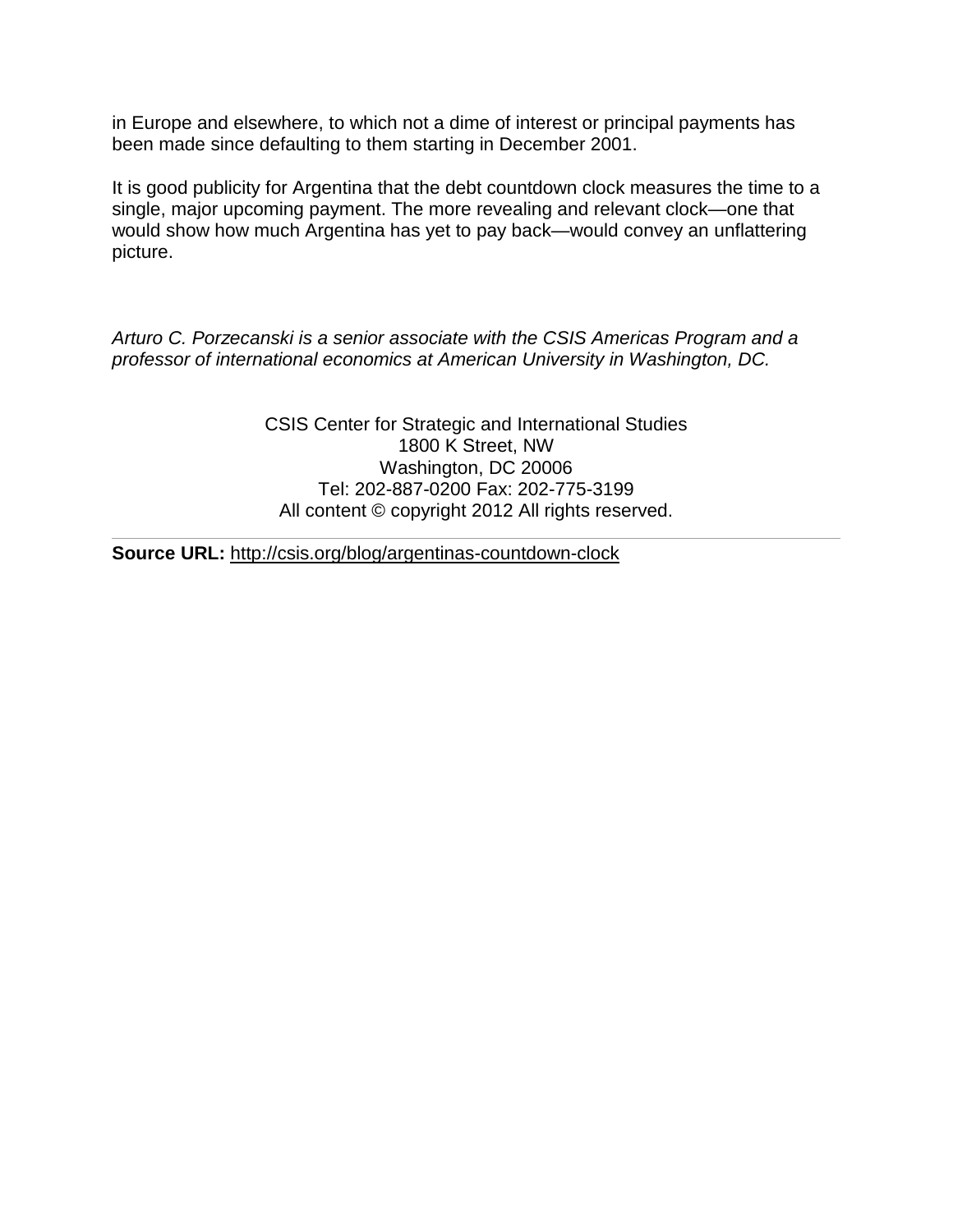in Europe and elsewhere, to which not a dime of interest or principal payments has been made since defaulting to them starting in December 2001.

It is good publicity for Argentina that the debt countdown clock measures the time to a single, major upcoming payment. The more revealing and relevant clock—one that would show how much Argentina has yet to pay back—would convey an unflattering picture.

*Arturo C. Porzecanski is a senior associate with the CSIS Americas Program and a professor of international economics at American University in Washington, DC.*

CSIS Center for Strategic and International Studies
1800 K Street, NW
Washington, DC 20006
Tel: 202-887-0200 Fax: 202-775-3199
All content © copyright 2012 All rights reserved.

---

**Source URL:** http://csis.org/blog/argentinas-countdown-clock